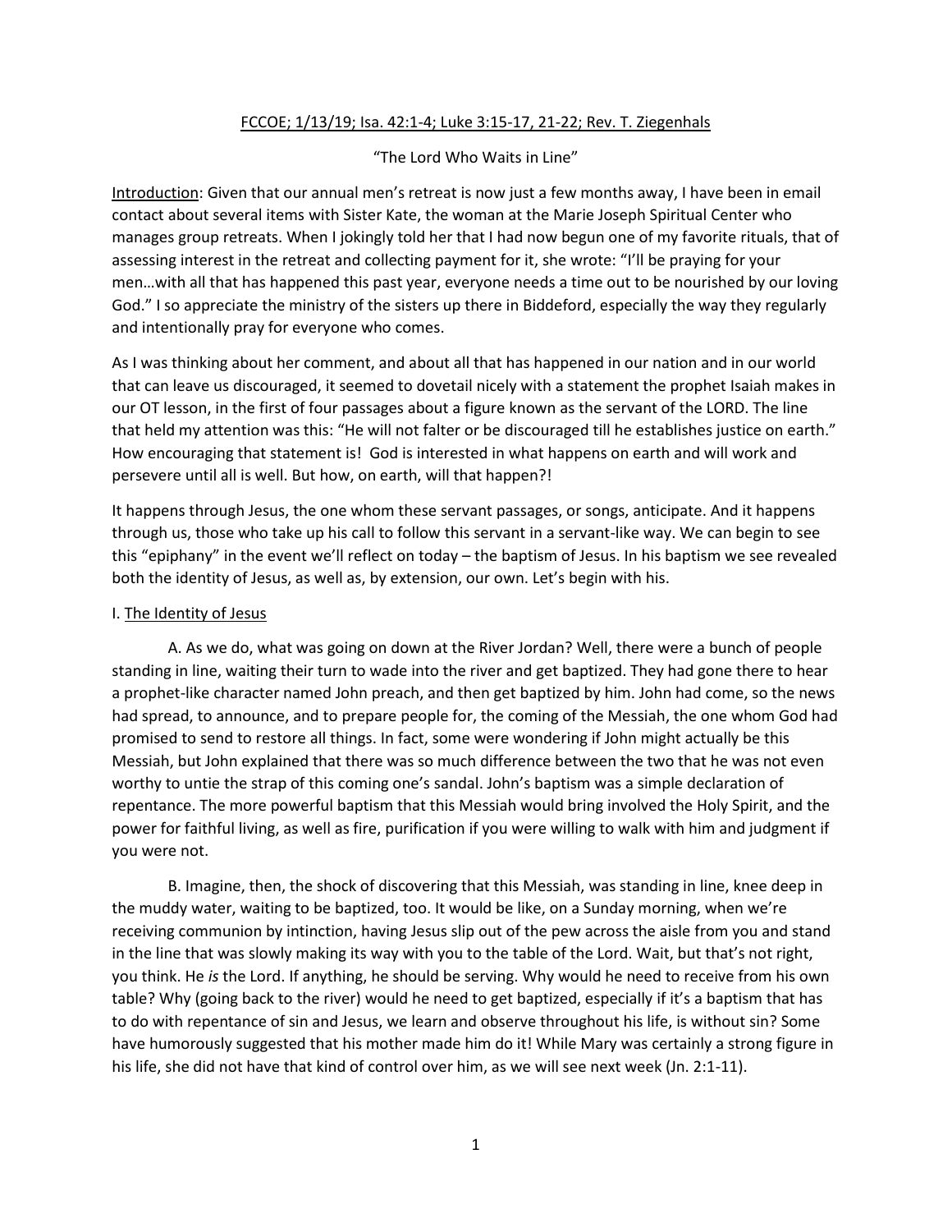FCCOE; 1/13/19; Isa. 42:1-4; Luke 3:15-17, 21-22; Rev. T. Ziegenhals

"The Lord Who Waits in Line"

Introduction: Given that our annual men's retreat is now just a few months away, I have been in email contact about several items with Sister Kate, the woman at the Marie Joseph Spiritual Center who manages group retreats. When I jokingly told her that I had now begun one of my favorite rituals, that of assessing interest in the retreat and collecting payment for it, she wrote: "I'll be praying for your men…with all that has happened this past year, everyone needs a time out to be nourished by our loving God." I so appreciate the ministry of the sisters up there in Biddeford, especially the way they regularly and intentionally pray for everyone who comes.

As I was thinking about her comment, and about all that has happened in our nation and in our world that can leave us discouraged, it seemed to dovetail nicely with a statement the prophet Isaiah makes in our OT lesson, in the first of four passages about a figure known as the servant of the LORD. The line that held my attention was this: "He will not falter or be discouraged till he establishes justice on earth." How encouraging that statement is! God is interested in what happens on earth and will work and persevere until all is well. But how, on earth, will that happen?!

It happens through Jesus, the one whom these servant passages, or songs, anticipate. And it happens through us, those who take up his call to follow this servant in a servant-like way. We can begin to see this "epiphany" in the event we'll reflect on today – the baptism of Jesus. In his baptism we see revealed both the identity of Jesus, as well as, by extension, our own. Let's begin with his.

## I. The Identity of Jesus

A. As we do, what was going on down at the River Jordan? Well, there were a bunch of people standing in line, waiting their turn to wade into the river and get baptized. They had gone there to hear a prophet-like character named John preach, and then get baptized by him. John had come, so the news had spread, to announce, and to prepare people for, the coming of the Messiah, the one whom God had promised to send to restore all things. In fact, some were wondering if John might actually be this Messiah, but John explained that there was so much difference between the two that he was not even worthy to untie the strap of this coming one's sandal. John's baptism was a simple declaration of repentance. The more powerful baptism that this Messiah would bring involved the Holy Spirit, and the power for faithful living, as well as fire, purification if you were willing to walk with him and judgment if you were not.

B. Imagine, then, the shock of discovering that this Messiah, was standing in line, knee deep in the muddy water, waiting to be baptized, too. It would be like, on a Sunday morning, when we're receiving communion by intinction, having Jesus slip out of the pew across the aisle from you and stand in the line that was slowly making its way with you to the table of the Lord. Wait, but that's not right, you think. He *is* the Lord. If anything, he should be serving. Why would he need to receive from his own table? Why (going back to the river) would he need to get baptized, especially if it's a baptism that has to do with repentance of sin and Jesus, we learn and observe throughout his life, is without sin? Some have humorously suggested that his mother made him do it! While Mary was certainly a strong figure in his life, she did not have that kind of control over him, as we will see next week (Jn. 2:1-11).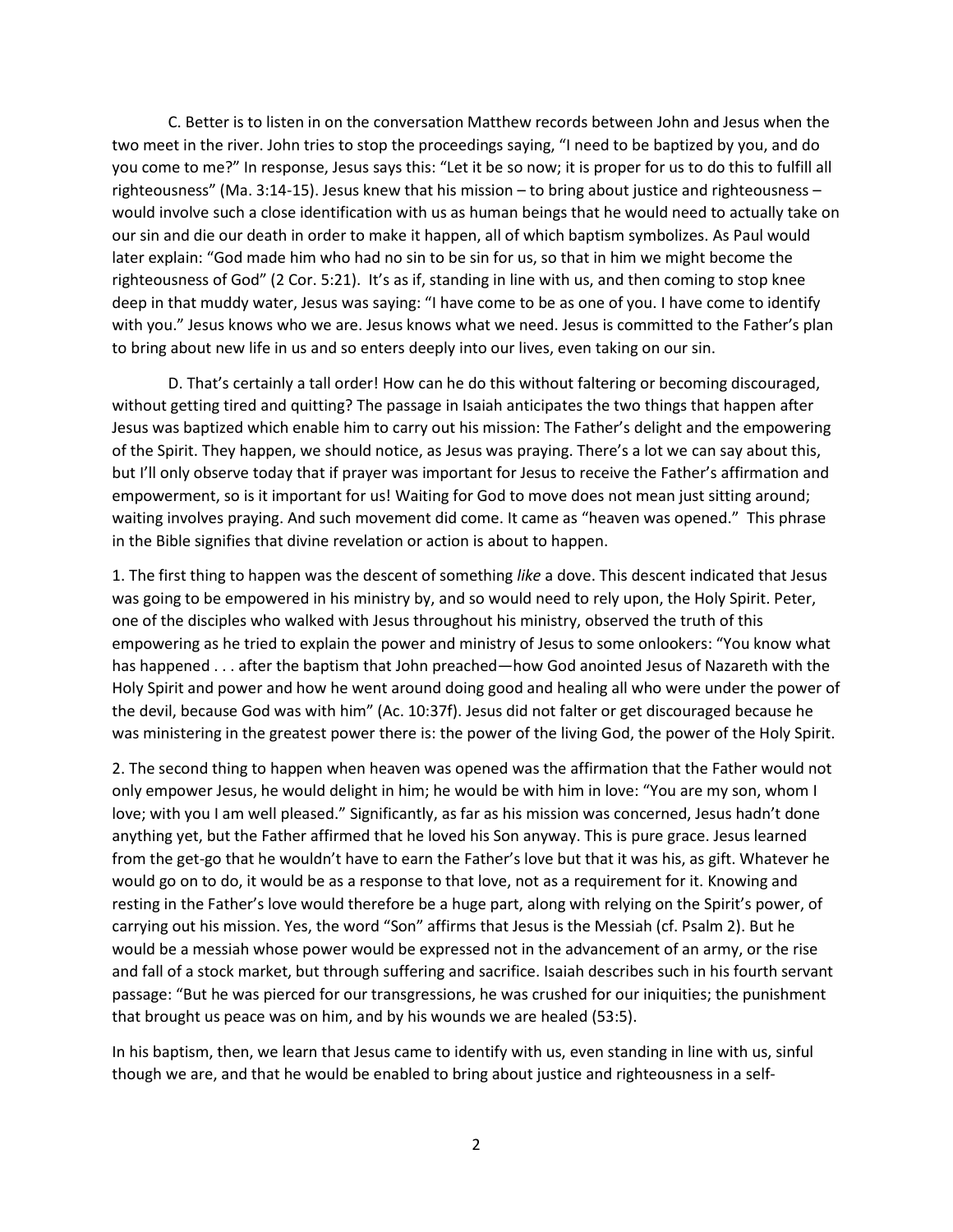C. Better is to listen in on the conversation Matthew records between John and Jesus when the two meet in the river. John tries to stop the proceedings saying, "I need to be baptized by you, and do you come to me?" In response, Jesus says this: "Let it be so now; it is proper for us to do this to fulfill all righteousness" (Ma. 3:14-15). Jesus knew that his mission – to bring about justice and righteousness – would involve such a close identification with us as human beings that he would need to actually take on our sin and die our death in order to make it happen, all of which baptism symbolizes. As Paul would later explain: "God made him who had no sin to be sin for us, so that in him we might become the righteousness of God" (2 Cor. 5:21). It's as if, standing in line with us, and then coming to stop knee deep in that muddy water, Jesus was saying: "I have come to be as one of you. I have come to identify with you." Jesus knows who we are. Jesus knows what we need. Jesus is committed to the Father's plan to bring about new life in us and so enters deeply into our lives, even taking on our sin.

D. That's certainly a tall order! How can he do this without faltering or becoming discouraged, without getting tired and quitting? The passage in Isaiah anticipates the two things that happen after Jesus was baptized which enable him to carry out his mission: The Father's delight and the empowering of the Spirit. They happen, we should notice, as Jesus was praying. There's a lot we can say about this, but I'll only observe today that if prayer was important for Jesus to receive the Father's affirmation and empowerment, so is it important for us! Waiting for God to move does not mean just sitting around; waiting involves praying. And such movement did come. It came as "heaven was opened." This phrase in the Bible signifies that divine revelation or action is about to happen.

1. The first thing to happen was the descent of something *like* a dove. This descent indicated that Jesus was going to be empowered in his ministry by, and so would need to rely upon, the Holy Spirit. Peter, one of the disciples who walked with Jesus throughout his ministry, observed the truth of this empowering as he tried to explain the power and ministry of Jesus to some onlookers: "You know what has happened . . . after the baptism that John preached—how God anointed Jesus of Nazareth with the Holy Spirit and power and how he went around doing good and healing all who were under the power of the devil, because God was with him" (Ac. 10:37f). Jesus did not falter or get discouraged because he was ministering in the greatest power there is: the power of the living God, the power of the Holy Spirit.

2. The second thing to happen when heaven was opened was the affirmation that the Father would not only empower Jesus, he would delight in him; he would be with him in love: "You are my son, whom I love; with you I am well pleased." Significantly, as far as his mission was concerned, Jesus hadn't done anything yet, but the Father affirmed that he loved his Son anyway. This is pure grace. Jesus learned from the get-go that he wouldn't have to earn the Father's love but that it was his, as gift. Whatever he would go on to do, it would be as a response to that love, not as a requirement for it. Knowing and resting in the Father's love would therefore be a huge part, along with relying on the Spirit's power, of carrying out his mission. Yes, the word "Son" affirms that Jesus is the Messiah (cf. Psalm 2). But he would be a messiah whose power would be expressed not in the advancement of an army, or the rise and fall of a stock market, but through suffering and sacrifice. Isaiah describes such in his fourth servant passage: "But he was pierced for our transgressions, he was crushed for our iniquities; the punishment that brought us peace was on him, and by his wounds we are healed (53:5).

In his baptism, then, we learn that Jesus came to identify with us, even standing in line with us, sinful though we are, and that he would be enabled to bring about justice and righteousness in a self-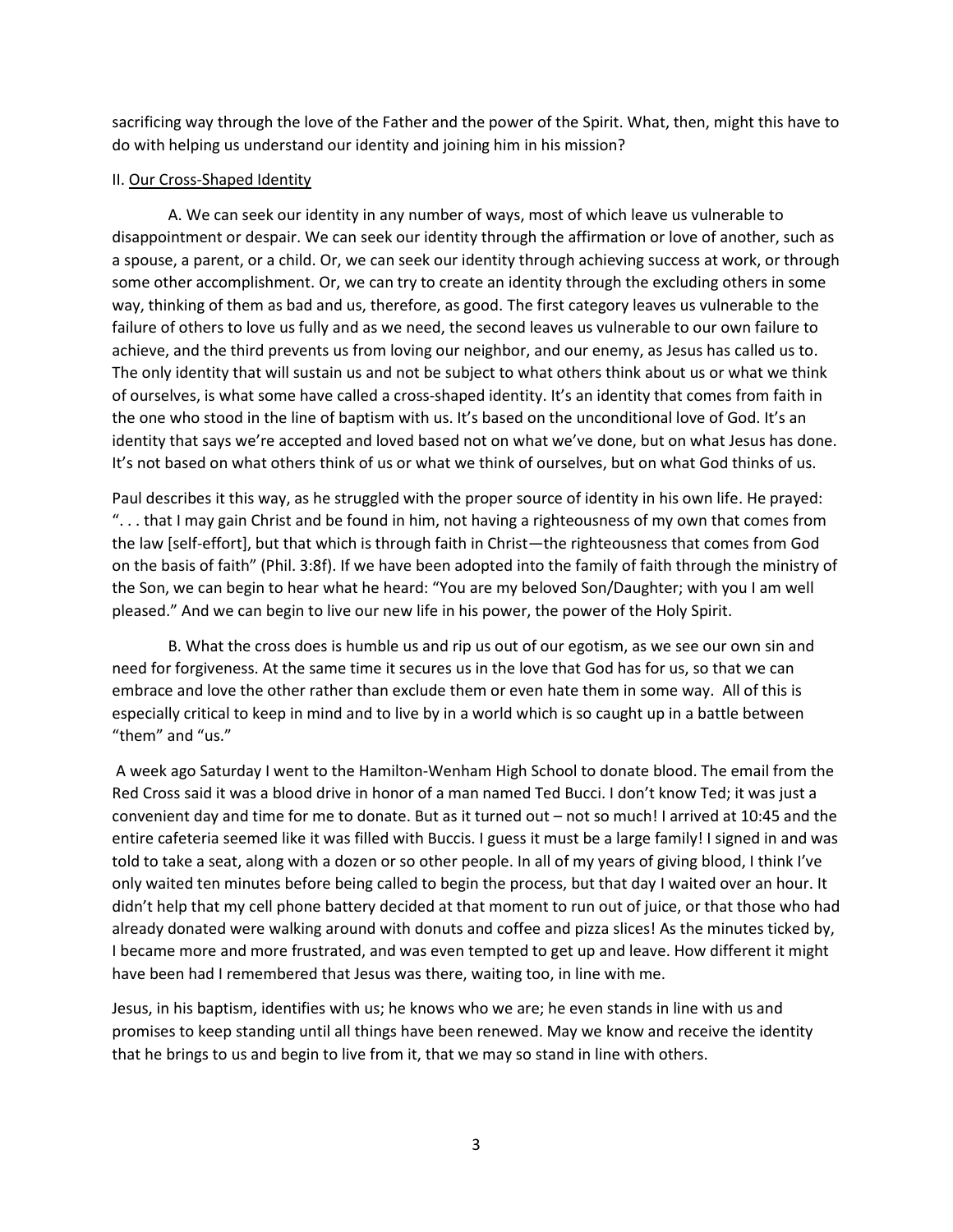sacrificing way through the love of the Father and the power of the Spirit. What, then, might this have to do with helping us understand our identity and joining him in his mission?

## II. Our Cross-Shaped Identity

A. We can seek our identity in any number of ways, most of which leave us vulnerable to disappointment or despair. We can seek our identity through the affirmation or love of another, such as a spouse, a parent, or a child. Or, we can seek our identity through achieving success at work, or through some other accomplishment. Or, we can try to create an identity through the excluding others in some way, thinking of them as bad and us, therefore, as good. The first category leaves us vulnerable to the failure of others to love us fully and as we need, the second leaves us vulnerable to our own failure to achieve, and the third prevents us from loving our neighbor, and our enemy, as Jesus has called us to. The only identity that will sustain us and not be subject to what others think about us or what we think of ourselves, is what some have called a cross-shaped identity. It's an identity that comes from faith in the one who stood in the line of baptism with us. It's based on the unconditional love of God. It's an identity that says we're accepted and loved based not on what we've done, but on what Jesus has done. It's not based on what others think of us or what we think of ourselves, but on what God thinks of us.

Paul describes it this way, as he struggled with the proper source of identity in his own life. He prayed: ". . . that I may gain Christ and be found in him, not having a righteousness of my own that comes from the law [self-effort], but that which is through faith in Christ—the righteousness that comes from God on the basis of faith" (Phil. 3:8f). If we have been adopted into the family of faith through the ministry of the Son, we can begin to hear what he heard: "You are my beloved Son/Daughter; with you I am well pleased." And we can begin to live our new life in his power, the power of the Holy Spirit.

B. What the cross does is humble us and rip us out of our egotism, as we see our own sin and need for forgiveness. At the same time it secures us in the love that God has for us, so that we can embrace and love the other rather than exclude them or even hate them in some way. All of this is especially critical to keep in mind and to live by in a world which is so caught up in a battle between "them" and "us."

A week ago Saturday I went to the Hamilton-Wenham High School to donate blood. The email from the Red Cross said it was a blood drive in honor of a man named Ted Bucci. I don't know Ted; it was just a convenient day and time for me to donate. But as it turned out – not so much! I arrived at 10:45 and the entire cafeteria seemed like it was filled with Buccis. I guess it must be a large family! I signed in and was told to take a seat, along with a dozen or so other people. In all of my years of giving blood, I think I've only waited ten minutes before being called to begin the process, but that day I waited over an hour. It didn't help that my cell phone battery decided at that moment to run out of juice, or that those who had already donated were walking around with donuts and coffee and pizza slices! As the minutes ticked by, I became more and more frustrated, and was even tempted to get up and leave. How different it might have been had I remembered that Jesus was there, waiting too, in line with me.

Jesus, in his baptism, identifies with us; he knows who we are; he even stands in line with us and promises to keep standing until all things have been renewed. May we know and receive the identity that he brings to us and begin to live from it, that we may so stand in line with others.